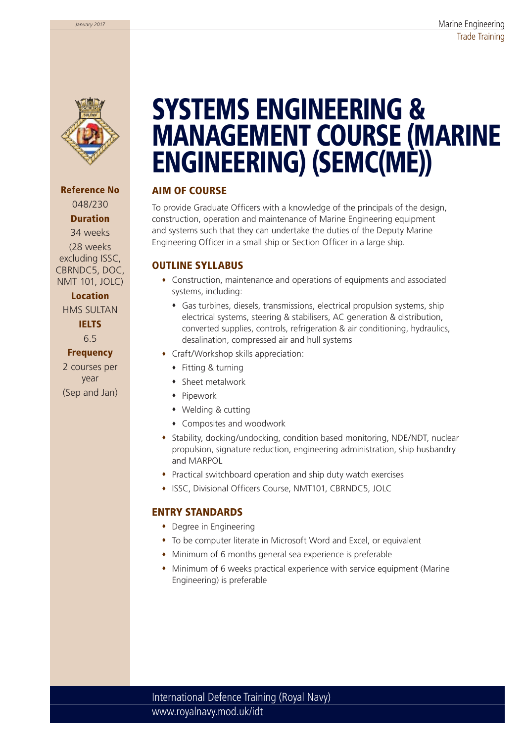# SYSTEMS ENGINEERING & MANAGEMENT COURSE (MARINE ENGINEERING) (SEMC(ME))

**Reference No**
048/230

**Duration**
34 weeks
(28 weeks excluding ISSC, CBRNDC5, DOC, NMT 101, JOLC)

**Location**
HMS SULTAN

**IELTS**
6.5

**Frequency**
2 courses per year
(Sep and Jan)

## AIM OF COURSE

To provide Graduate Officers with a knowledge of the principals of the design, construction, operation and maintenance of Marine Engineering equipment and systems such that they can undertake the duties of the Deputy Marine Engineering Officer in a small ship or Section Officer in a large ship.

## OUTLINE SYLLABUS

- Construction, maintenance and operations of equipments and associated systems, including:
  - Gas turbines, diesels, transmissions, electrical propulsion systems, ship electrical systems, steering & stabilisers, AC generation & distribution, converted supplies, controls, refrigeration & air conditioning, hydraulics, desalination, compressed air and hull systems
- Craft/Workshop skills appreciation:
  - Fitting & turning
  - Sheet metalwork
  - Pipework
  - Welding & cutting
  - Composites and woodwork
- Stability, docking/undocking, condition based monitoring, NDE/NDT, nuclear propulsion, signature reduction, engineering administration, ship husbandry and MARPOL
- Practical switchboard operation and ship duty watch exercises
- ISSC, Divisional Officers Course, NMT101, CBRNDC5, JOLC

## ENTRY STANDARDS

- Degree in Engineering
- To be computer literate in Microsoft Word and Excel, or equivalent
- Minimum of 6 months general sea experience is preferable
- Minimum of 6 weeks practical experience with service equipment (Marine Engineering) is preferable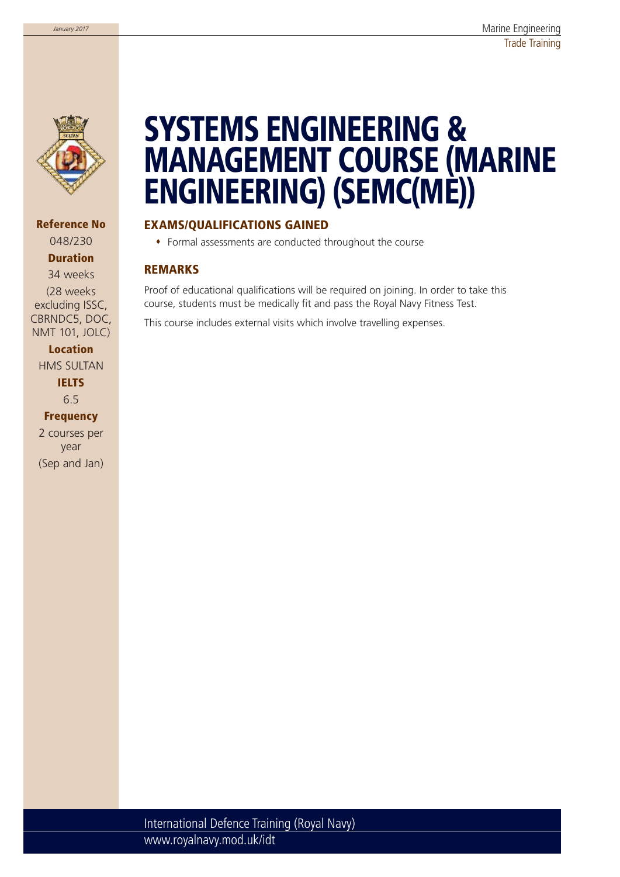# SYSTEMS ENGINEERING & MANAGEMENT COURSE (MARINE ENGINEERING) (SEMC(ME))

**Reference No**
048/230

**Duration**
34 weeks
(28 weeks excluding ISSC, CBRNDC5, DOC, NMT 101, JOLC)

**Location**
HMS SULTAN

**IELTS**
6.5

**Frequency**
2 courses per year
(Sep and Jan)

## EXAMS/QUALIFICATIONS GAINED

- Formal assessments are conducted throughout the course

## REMARKS

Proof of educational qualifications will be required on joining. In order to take this course, students must be medically fit and pass the Royal Navy Fitness Test.

This course includes external visits which involve travelling expenses.